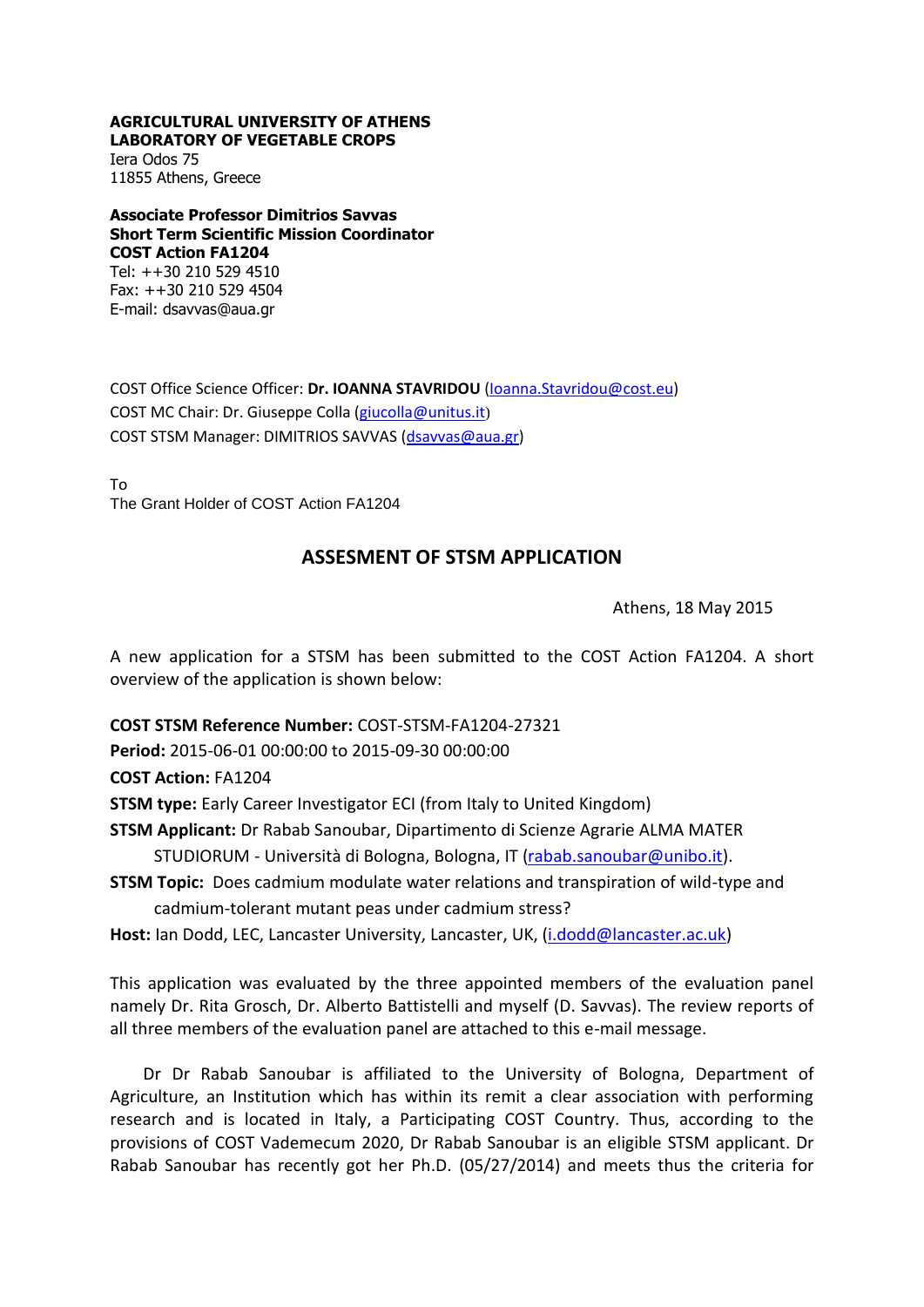**AGRICULTURAL UNIVERSITY OF ATHENS**
**LABORATORY OF VEGETABLE CROPS**
Iera Odos 75
11855 Athens, Greece

**Associate Professor Dimitrios Savvas**
**Short Term Scientific Mission Coordinator**
**COST Action FA1204**
Tel: ++30 210 529 4510
Fax: ++30 210 529 4504
E-mail: dsavvas@aua.gr

COST Office Science Officer: **Dr. IOANNA STAVRIDOU** (Ioanna.Stavridou@cost.eu)
COST MC Chair: Dr. Giuseppe Colla (giucolla@unitus.it)
COST STSM Manager: DIMITRIOS SAVVAS (dsavvas@aua.gr)

To
The Grant Holder of COST Action FA1204

## ASSESMENT OF STSM APPLICATION

Athens, 18 May 2015

A new application for a STSM has been submitted to the COST Action FA1204. A short overview of the application is shown below:

**COST STSM Reference Number:** COST-STSM-FA1204-27321

**Period:** 2015-06-01 00:00:00 to 2015-09-30 00:00:00

**COST Action:** FA1204

**STSM type:** Early Career Investigator ECI (from Italy to United Kingdom)

**STSM Applicant:** Dr Rabab Sanoubar, Dipartimento di Scienze Agrarie ALMA MATER STUDIORUM - Università di Bologna, Bologna, IT (rabab.sanoubar@unibo.it).

**STSM Topic:** Does cadmium modulate water relations and transpiration of wild-type and cadmium-tolerant mutant peas under cadmium stress?

**Host:** Ian Dodd, LEC, Lancaster University, Lancaster, UK, (i.dodd@lancaster.ac.uk)

This application was evaluated by the three appointed members of the evaluation panel namely Dr. Rita Grosch, Dr. Alberto Battistelli and myself (D. Savvas). The review reports of all three members of the evaluation panel are attached to this e-mail message.

Dr Dr Rabab Sanoubar is affiliated to the University of Bologna, Department of Agriculture, an Institution which has within its remit a clear association with performing research and is located in Italy, a Participating COST Country. Thus, according to the provisions of COST Vademecum 2020, Dr Rabab Sanoubar is an eligible STSM applicant. Dr Rabab Sanoubar has recently got her Ph.D. (05/27/2014) and meets thus the criteria for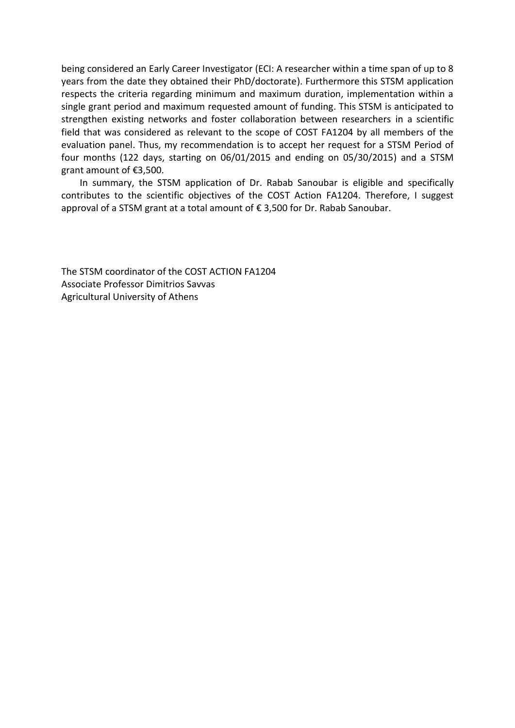being considered an Early Career Investigator (ECI: A researcher within a time span of up to 8 years from the date they obtained their PhD/doctorate). Furthermore this STSM application respects the criteria regarding minimum and maximum duration, implementation within a single grant period and maximum requested amount of funding. This STSM is anticipated to strengthen existing networks and foster collaboration between researchers in a scientific field that was considered as relevant to the scope of COST FA1204 by all members of the evaluation panel. Thus, my recommendation is to accept her request for a STSM Period of four months (122 days, starting on 06/01/2015 and ending on 05/30/2015) and a STSM grant amount of €3,500.

In summary, the STSM application of Dr. Rabab Sanoubar is eligible and specifically contributes to the scientific objectives of the COST Action FA1204. Therefore, I suggest approval of a STSM grant at a total amount of € 3,500 for Dr. Rabab Sanoubar.

The STSM coordinator of the COST ACTION FA1204
Associate Professor Dimitrios Savvas
Agricultural University of Athens